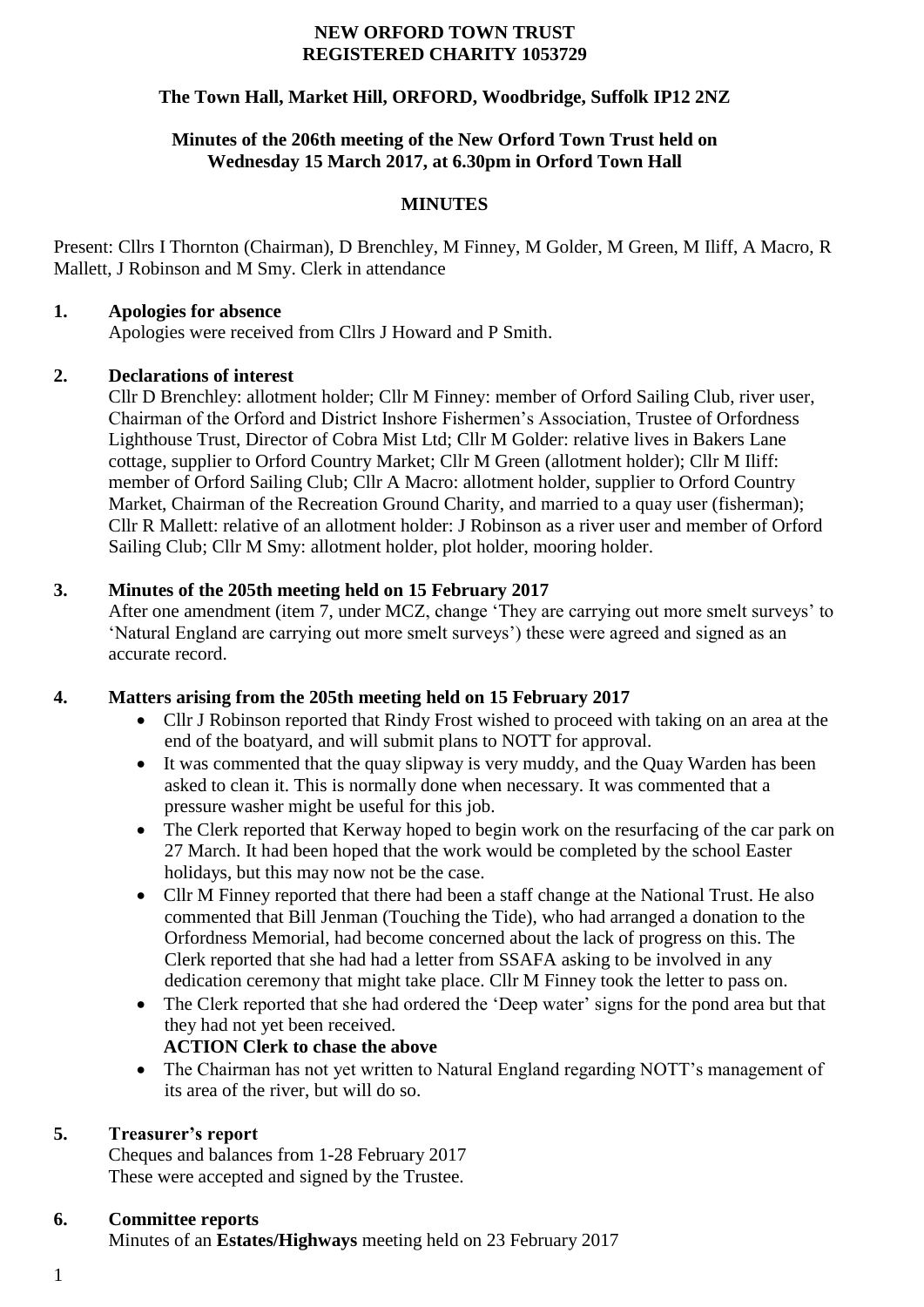# NEW ORFORD TOWN TRUST
# REGISTERED CHARITY 1053729

## The Town Hall, Market Hill, ORFORD, Woodbridge, Suffolk IP12 2NZ

## Minutes of the 206th meeting of the New Orford Town Trust held on Wednesday 15 March 2017, at 6.30pm in Orford Town Hall

## MINUTES

Present: Cllrs I Thornton (Chairman), D Brenchley, M Finney, M Golder, M Green, M Iliff, A Macro, R Mallett, J Robinson and M Smy. Clerk in attendance

**1. Apologies for absence**

Apologies were received from Cllrs J Howard and P Smith.

**2. Declarations of interest**

Cllr D Brenchley: allotment holder; Cllr M Finney: member of Orford Sailing Club, river user, Chairman of the Orford and District Inshore Fishermen's Association, Trustee of Orfordness Lighthouse Trust, Director of Cobra Mist Ltd; Cllr M Golder: relative lives in Bakers Lane cottage, supplier to Orford Country Market; Cllr M Green (allotment holder); Cllr M Iliff: member of Orford Sailing Club; Cllr A Macro: allotment holder, supplier to Orford Country Market, Chairman of the Recreation Ground Charity, and married to a quay user (fisherman); Cllr R Mallett: relative of an allotment holder: J Robinson as a river user and member of Orford Sailing Club; Cllr M Smy: allotment holder, plot holder, mooring holder.

**3. Minutes of the 205th meeting held on 15 February 2017**

After one amendment (item 7, under MCZ, change 'They are carrying out more smelt surveys' to 'Natural England are carrying out more smelt surveys') these were agreed and signed as an accurate record.

**4. Matters arising from the 205th meeting held on 15 February 2017**

- Cllr J Robinson reported that Rindy Frost wished to proceed with taking on an area at the end of the boatyard, and will submit plans to NOTT for approval.
- It was commented that the quay slipway is very muddy, and the Quay Warden has been asked to clean it. This is normally done when necessary. It was commented that a pressure washer might be useful for this job.
- The Clerk reported that Kerway hoped to begin work on the resurfacing of the car park on 27 March. It had been hoped that the work would be completed by the school Easter holidays, but this may now not be the case.
- Cllr M Finney reported that there had been a staff change at the National Trust. He also commented that Bill Jenman (Touching the Tide), who had arranged a donation to the Orfordness Memorial, had become concerned about the lack of progress on this. The Clerk reported that she had had a letter from SSAFA asking to be involved in any dedication ceremony that might take place. Cllr M Finney took the letter to pass on.
- The Clerk reported that she had ordered the 'Deep water' signs for the pond area but that they had not yet been received.
  **ACTION Clerk to chase the above**
- The Chairman has not yet written to Natural England regarding NOTT's management of its area of the river, but will do so.

**5. Treasurer's report**

Cheques and balances from 1-28 February 2017
These were accepted and signed by the Trustee.

**6. Committee reports**

Minutes of an **Estates/Highways** meeting held on 23 February 2017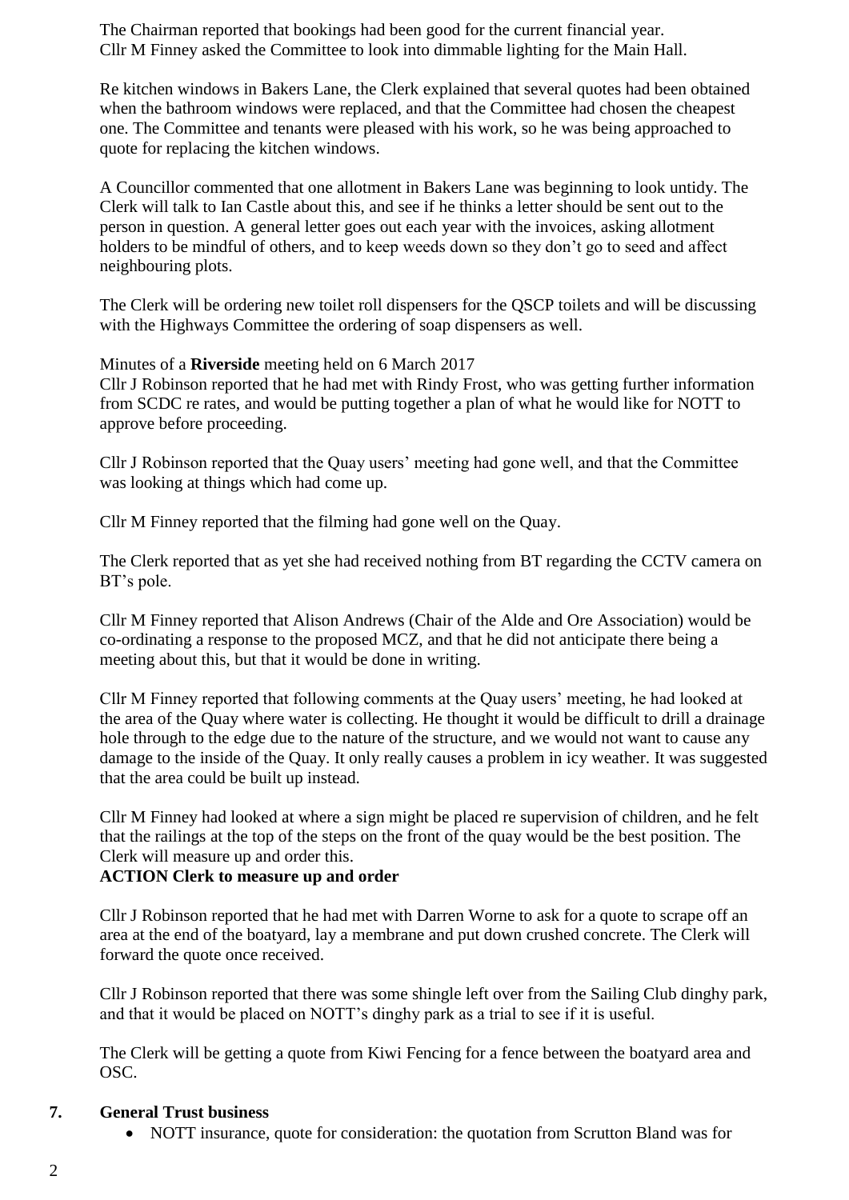The Chairman reported that bookings had been good for the current financial year.
Cllr M Finney asked the Committee to look into dimmable lighting for the Main Hall.

Re kitchen windows in Bakers Lane, the Clerk explained that several quotes had been obtained when the bathroom windows were replaced, and that the Committee had chosen the cheapest one. The Committee and tenants were pleased with his work, so he was being approached to quote for replacing the kitchen windows.

A Councillor commented that one allotment in Bakers Lane was beginning to look untidy. The Clerk will talk to Ian Castle about this, and see if he thinks a letter should be sent out to the person in question. A general letter goes out each year with the invoices, asking allotment holders to be mindful of others, and to keep weeds down so they don't go to seed and affect neighbouring plots.

The Clerk will be ordering new toilet roll dispensers for the QSCP toilets and will be discussing with the Highways Committee the ordering of soap dispensers as well.

Minutes of a **Riverside** meeting held on 6 March 2017
Cllr J Robinson reported that he had met with Rindy Frost, who was getting further information from SCDC re rates, and would be putting together a plan of what he would like for NOTT to approve before proceeding.

Cllr J Robinson reported that the Quay users' meeting had gone well, and that the Committee was looking at things which had come up.

Cllr M Finney reported that the filming had gone well on the Quay.

The Clerk reported that as yet she had received nothing from BT regarding the CCTV camera on BT's pole.

Cllr M Finney reported that Alison Andrews (Chair of the Alde and Ore Association) would be co-ordinating a response to the proposed MCZ, and that he did not anticipate there being a meeting about this, but that it would be done in writing.

Cllr M Finney reported that following comments at the Quay users' meeting, he had looked at the area of the Quay where water is collecting. He thought it would be difficult to drill a drainage hole through to the edge due to the nature of the structure, and we would not want to cause any damage to the inside of the Quay. It only really causes a problem in icy weather. It was suggested that the area could be built up instead.

Cllr M Finney had looked at where a sign might be placed re supervision of children, and he felt that the railings at the top of the steps on the front of the quay would be the best position. The Clerk will measure up and order this.
**ACTION Clerk to measure up and order**

Cllr J Robinson reported that he had met with Darren Worne to ask for a quote to scrape off an area at the end of the boatyard, lay a membrane and put down crushed concrete. The Clerk will forward the quote once received.

Cllr J Robinson reported that there was some shingle left over from the Sailing Club dinghy park, and that it would be placed on NOTT's dinghy park as a trial to see if it is useful.

The Clerk will be getting a quote from Kiwi Fencing for a fence between the boatyard area and OSC.

## 7. General Trust business

- NOTT insurance, quote for consideration: the quotation from Scrutton Bland was for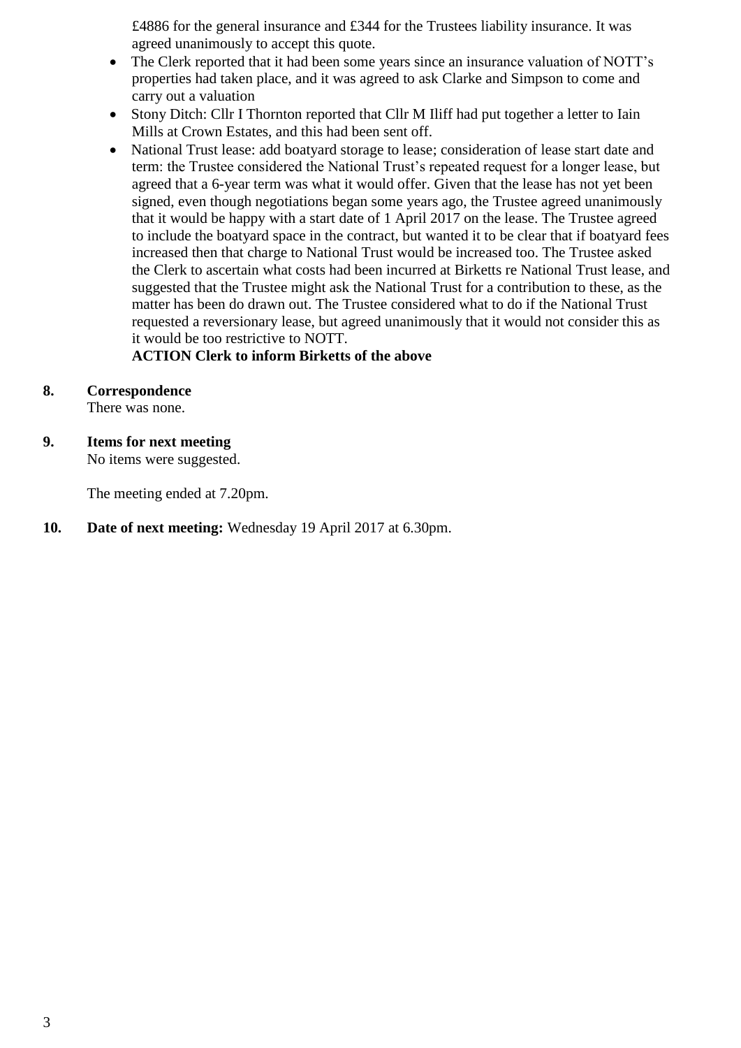£4886 for the general insurance and £344 for the Trustees liability insurance. It was agreed unanimously to accept this quote.

- The Clerk reported that it had been some years since an insurance valuation of NOTT's properties had taken place, and it was agreed to ask Clarke and Simpson to come and carry out a valuation
- Stony Ditch: Cllr I Thornton reported that Cllr M Iliff had put together a letter to Iain Mills at Crown Estates, and this had been sent off.
- National Trust lease: add boatyard storage to lease; consideration of lease start date and term: the Trustee considered the National Trust's repeated request for a longer lease, but agreed that a 6-year term was what it would offer. Given that the lease has not yet been signed, even though negotiations began some years ago, the Trustee agreed unanimously that it would be happy with a start date of 1 April 2017 on the lease. The Trustee agreed to include the boatyard space in the contract, but wanted it to be clear that if boatyard fees increased then that charge to National Trust would be increased too. The Trustee asked the Clerk to ascertain what costs had been incurred at Birketts re National Trust lease, and suggested that the Trustee might ask the National Trust for a contribution to these, as the matter has been do drawn out. The Trustee considered what to do if the National Trust requested a reversionary lease, but agreed unanimously that it would not consider this as it would be too restrictive to NOTT.

  **ACTION Clerk to inform Birketts of the above**

**8. Correspondence**

There was none.

**9. Items for next meeting**

No items were suggested.

The meeting ended at 7.20pm.

**10. Date of next meeting:** Wednesday 19 April 2017 at 6.30pm.